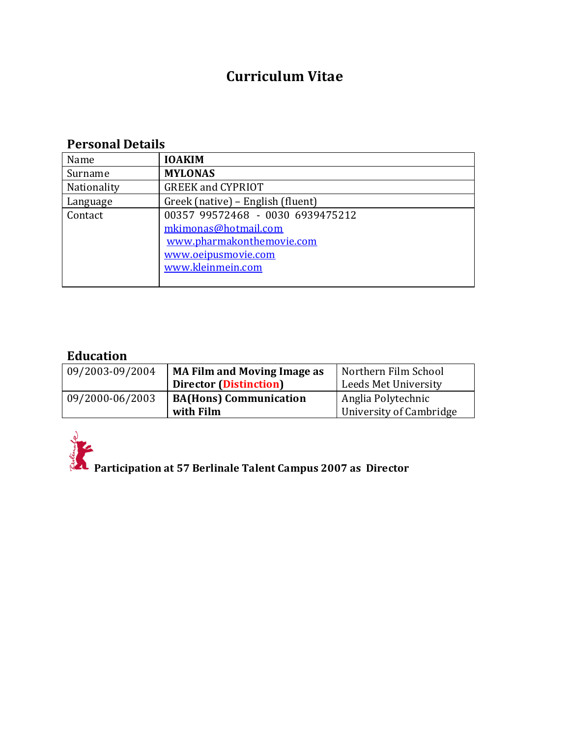# Curriculum Vitae

## Personal Details

| Name | **IOAKIM** |
|---|---|
| Surname | **MYLONAS** |
| Nationality | GREEK and CYPRIOT |
| Language | Greek (native) – English (fluent) |
| Contact | 00357 99572468 - 0030 6939475212<br>mkimonas@hotmail.com<br>www.pharmakonthemovie.com<br>www.oeipusmovie.com<br>www.kleinmein.com |

## Education

| 09/2003-09/2004 | **MA Film and Moving Image as Director (Distinction)** | Northern Film School Leeds Met University |
|---|---|---|
| 09/2000-06/2003 | **BA(Hons) Communication with Film** | Anglia Polytechnic University of Cambridge |

**Participation at 57 Berlinale Talent Campus 2007 as Director**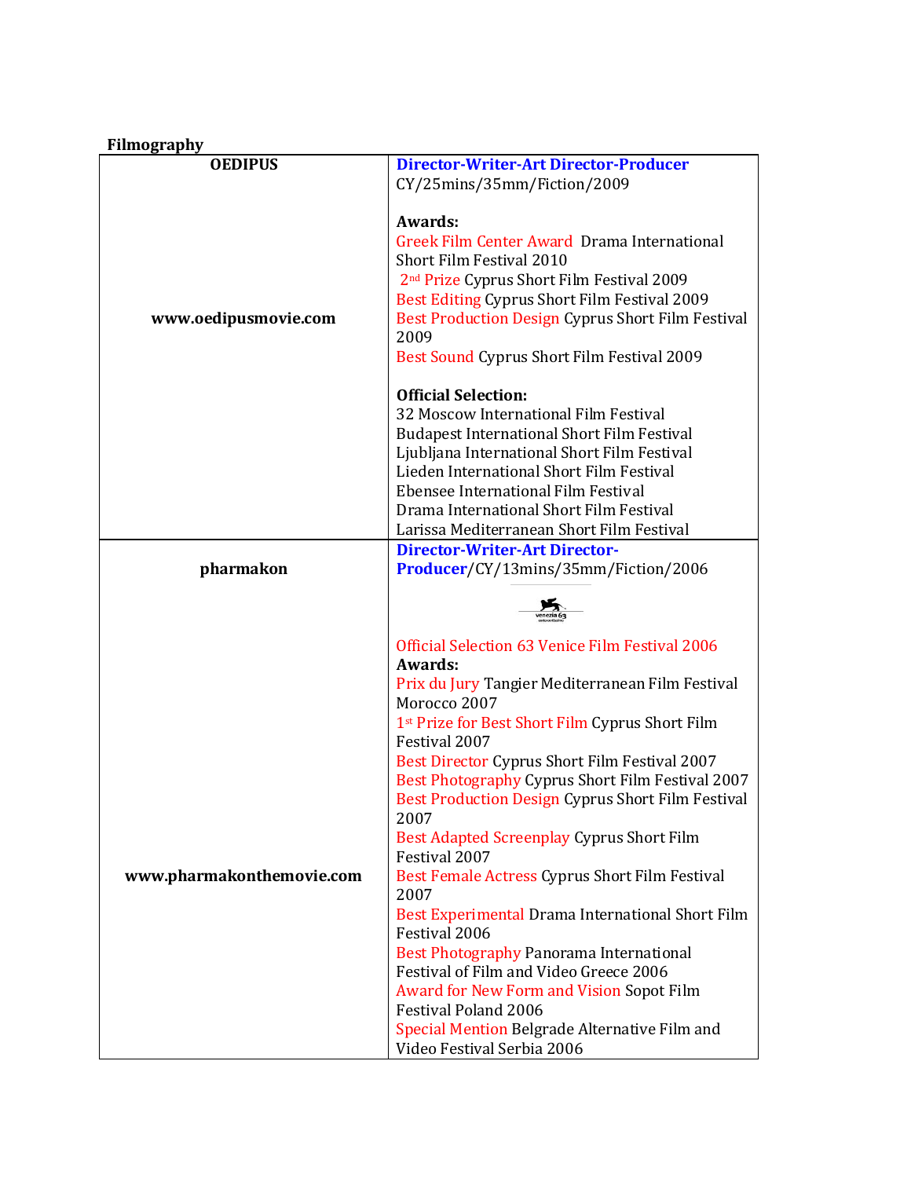**Filmography**

| **OEDIPUS**<br><br>**www.oedipusmovie.com** | **Director-Writer-Art Director-Producer**<br>CY/25mins/35mm/Fiction/2009<br><br>**Awards:**<br>Greek Film Center Award Drama International Short Film Festival 2010<br>2nd Prize Cyprus Short Film Festival 2009<br>Best Editing Cyprus Short Film Festival 2009<br>Best Production Design Cyprus Short Film Festival 2009<br>Best Sound Cyprus Short Film Festival 2009<br><br>**Official Selection:**<br>32 Moscow International Film Festival<br>Budapest International Short Film Festival<br>Ljubljana International Short Film Festival<br>Lieden International Short Film Festival<br>Ebensee International Film Festival<br>Drama International Short Film Festival<br>Larissa Mediterranean Short Film Festival |
|---|---|
| **pharmakon**<br><br>**www.pharmakonthemovie.com** | **Director-Writer-Art Director-Producer**/CY/13mins/35mm/Fiction/2006<br><br>Official Selection 63 Venice Film Festival 2006<br>**Awards:**<br>Prix du Jury Tangier Mediterranean Film Festival Morocco 2007<br>1st Prize for Best Short Film Cyprus Short Film Festival 2007<br>Best Director Cyprus Short Film Festival 2007<br>Best Photography Cyprus Short Film Festival 2007<br>Best Production Design Cyprus Short Film Festival 2007<br>Best Adapted Screenplay Cyprus Short Film Festival 2007<br>Best Female Actress Cyprus Short Film Festival 2007<br>Best Experimental Drama International Short Film Festival 2006<br>Best Photography Panorama International Festival of Film and Video Greece 2006<br>Award for New Form and Vision Sopot Film Festival Poland 2006<br>Special Mention Belgrade Alternative Film and Video Festival Serbia 2006 |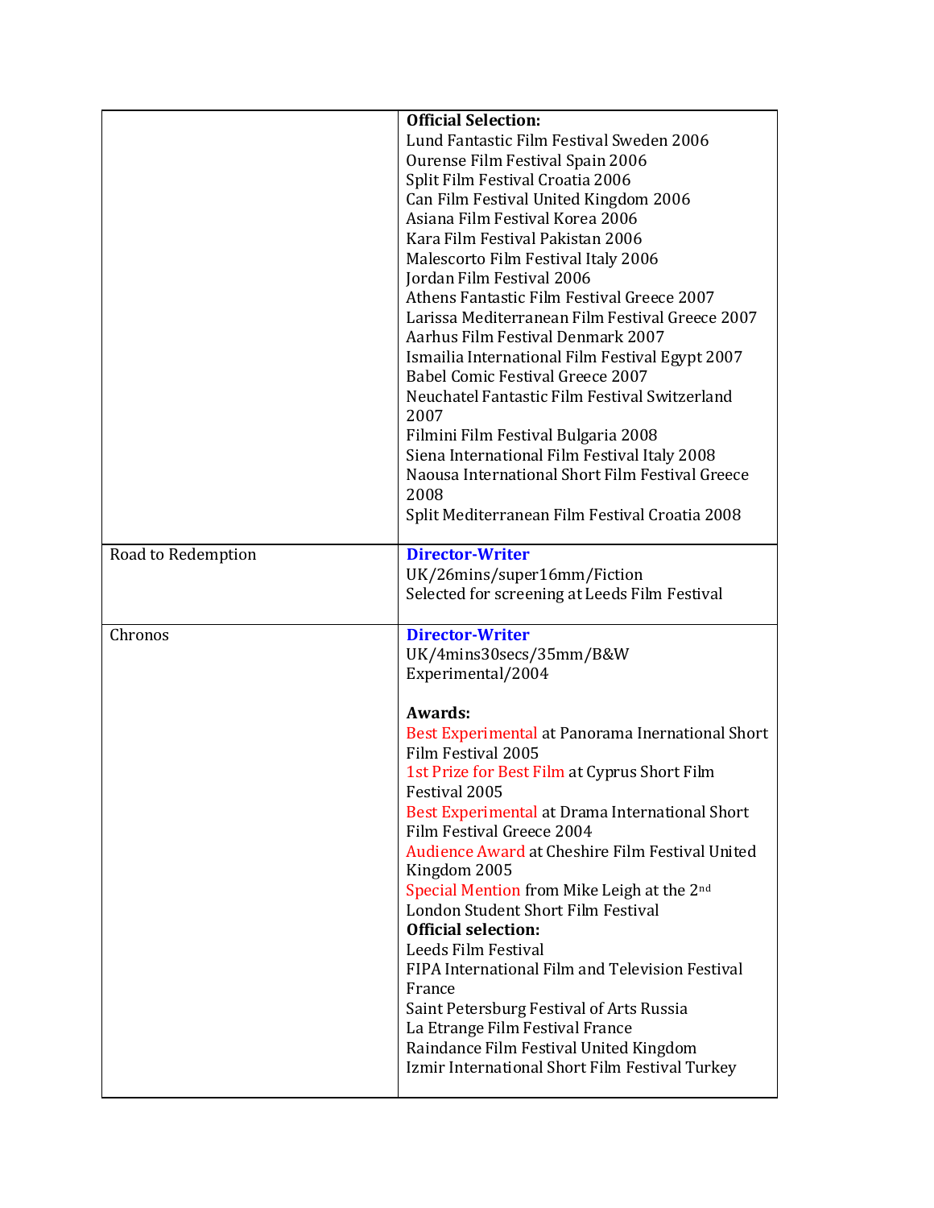| | |
|---|---|
| | **Official Selection:**<br>Lund Fantastic Film Festival Sweden 2006<br>Ourense Film Festival Spain 2006<br>Split Film Festival Croatia 2006<br>Can Film Festival United Kingdom 2006<br>Asiana Film Festival Korea 2006<br>Kara Film Festival Pakistan 2006<br>Malescorto Film Festival Italy 2006<br>Jordan Film Festival 2006<br>Athens Fantastic Film Festival Greece 2007<br>Larissa Mediterranean Film Festival Greece 2007<br>Aarhus Film Festival Denmark 2007<br>Ismailia International Film Festival Egypt 2007<br>Babel Comic Festival Greece 2007<br>Neuchatel Fantastic Film Festival Switzerland 2007<br>Filmini Film Festival Bulgaria 2008<br>Siena International Film Festival Italy 2008<br>Naousa International Short Film Festival Greece 2008<br>Split Mediterranean Film Festival Croatia 2008 |
| Road to Redemption | **Director-Writer**<br>UK/26mins/super16mm/Fiction<br>Selected for screening at Leeds Film Festival |
| Chronos | **Director-Writer**<br>UK/4mins30secs/35mm/B&W<br>Experimental/2004<br><br>**Awards:**<br>Best Experimental at Panorama Inernational Short Film Festival 2005<br>1st Prize for Best Film at Cyprus Short Film Festival 2005<br>Best Experimental at Drama International Short Film Festival Greece 2004<br>Audience Award at Cheshire Film Festival United Kingdom 2005<br>Special Mention from Mike Leigh at the 2nd London Student Short Film Festival<br>**Official selection:**<br>Leeds Film Festival<br>FIPA International Film and Television Festival France<br>Saint Petersburg Festival of Arts Russia<br>La Etrange Film Festival France<br>Raindance Film Festival United Kingdom<br>Izmir International Short Film Festival Turkey |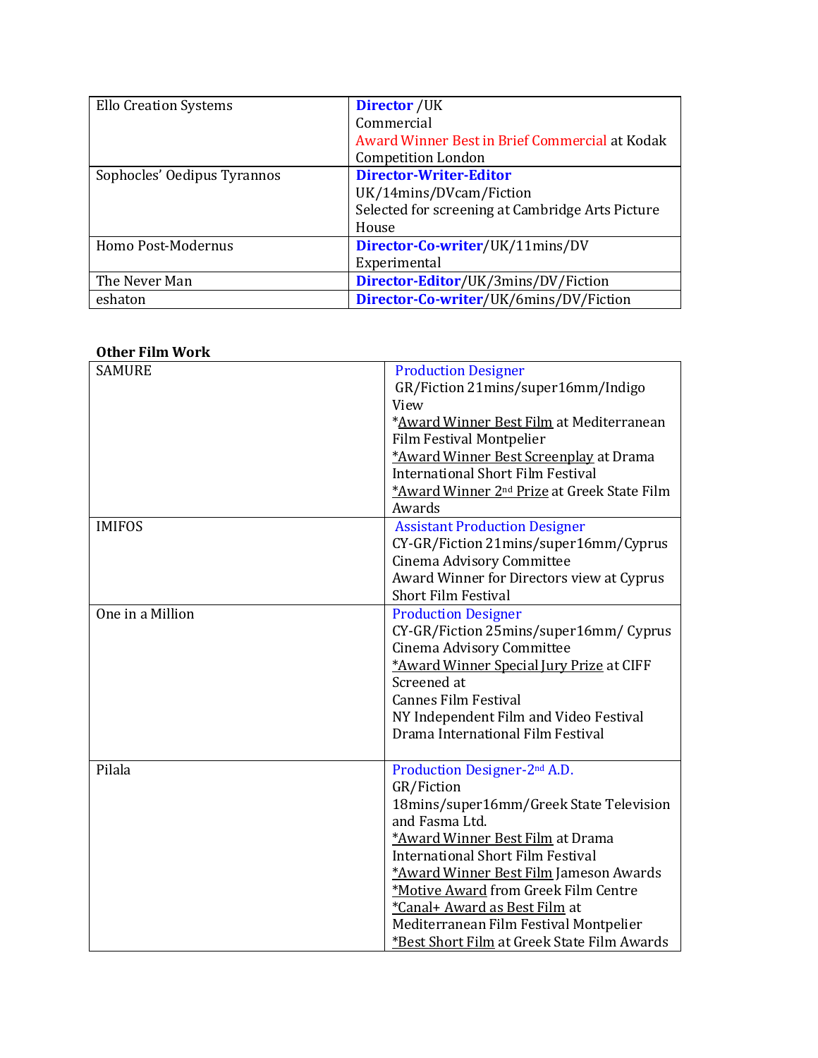| | |
|---|---|
| Ello Creation Systems | **Director** /UK<br>Commercial<br>Award Winner Best in Brief Commercial at Kodak Competition London |
| Sophocles' Oedipus Tyrannos | **Director-Writer-Editor**<br>UK/14mins/DVcam/Fiction<br>Selected for screening at Cambridge Arts Picture House |
| Homo Post-Modernus | **Director-Co-writer**/UK/11mins/DV<br>Experimental |
| The Never Man | **Director-Editor**/UK/3mins/DV/Fiction |
| eshaton | **Director-Co-writer**/UK/6mins/DV/Fiction |

**Other Film Work**

| | |
|---|---|
| SAMURE | Production Designer<br>GR/Fiction 21mins/super16mm/Indigo View<br>*Award Winner Best Film at Mediterranean Film Festival Montpelier<br>*Award Winner Best Screenplay at Drama International Short Film Festival<br>*Award Winner 2nd Prize at Greek State Film Awards |
| IMIFOS | Assistant Production Designer<br>CY-GR/Fiction 21mins/super16mm/Cyprus Cinema Advisory Committee<br>Award Winner for Directors view at Cyprus Short Film Festival |
| One in a Million | Production Designer<br>CY-GR/Fiction 25mins/super16mm/ Cyprus Cinema Advisory Committee<br>*Award Winner Special Jury Prize at CIFF<br>Screened at<br>Cannes Film Festival<br>NY Independent Film and Video Festival<br>Drama International Film Festival |
| Pilala | Production Designer-2nd A.D.<br>GR/Fiction<br>18mins/super16mm/Greek State Television and Fasma Ltd.<br>*Award Winner Best Film at Drama International Short Film Festival<br>*Award Winner Best Film Jameson Awards<br>*Motive Award from Greek Film Centre<br>*Canal+ Award as Best Film at Mediterranean Film Festival Montpelier<br>*Best Short Film at Greek State Film Awards |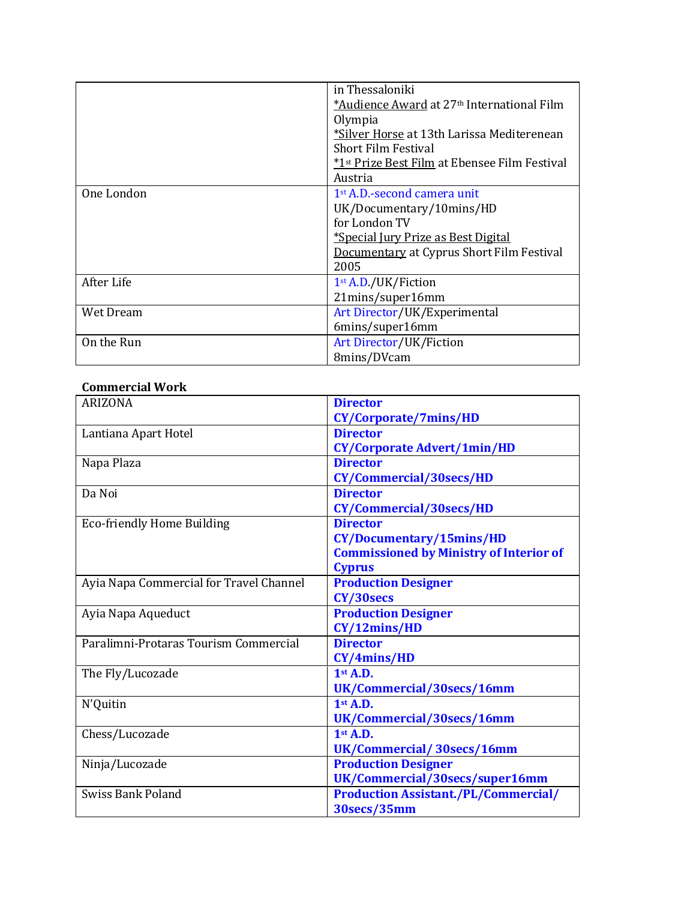| | |
|---|---|
| | in Thessaloniki<br>*Audience Award at 27th International Film Olympia<br>*Silver Horse at 13th Larissa Mediterenean Short Film Festival<br>*1st Prize Best Film at Ebensee Film Festival Austria |
| One London | 1st A.D.-second camera unit<br>UK/Documentary/10mins/HD<br>for London TV<br>*Special Jury Prize as Best Digital Documentary at Cyprus Short Film Festival 2005 |
| After Life | 1st A.D./UK/Fiction<br>21mins/super16mm |
| Wet Dream | Art Director/UK/Experimental<br>6mins/super16mm |
| On the Run | Art Director/UK/Fiction<br>8mins/DVcam |

**Commercial Work**

| | |
|---|---|
| ARIZONA | **Director**<br>**CY/Corporate/7mins/HD** |
| Lantiana Apart Hotel | **Director**<br>**CY/Corporate Advert/1min/HD** |
| Napa Plaza | **Director**<br>**CY/Commercial/30secs/HD** |
| Da Noi | **Director**<br>**CY/Commercial/30secs/HD** |
| Eco-friendly Home Building | **Director**<br>**CY/Documentary/15mins/HD**<br>**Commissioned by Ministry of Interior of Cyprus** |
| Ayia Napa Commercial for Travel Channel | **Production Designer**<br>**CY/30secs** |
| Ayia Napa Aqueduct | **Production Designer**<br>**CY/12mins/HD** |
| Paralimni-Protaras Tourism Commercial | **Director**<br>**CY/4mins/HD** |
| The Fly/Lucozade | **1st A.D.**<br>**UK/Commercial/30secs/16mm** |
| N'Quitin | **1st A.D.**<br>**UK/Commercial/30secs/16mm** |
| Chess/Lucozade | **1st A.D.**<br>**UK/Commercial/ 30secs/16mm** |
| Ninja/Lucozade | **Production Designer**<br>**UK/Commercial/30secs/super16mm** |
| Swiss Bank Poland | **Production Assistant./PL/Commercial/ 30secs/35mm** |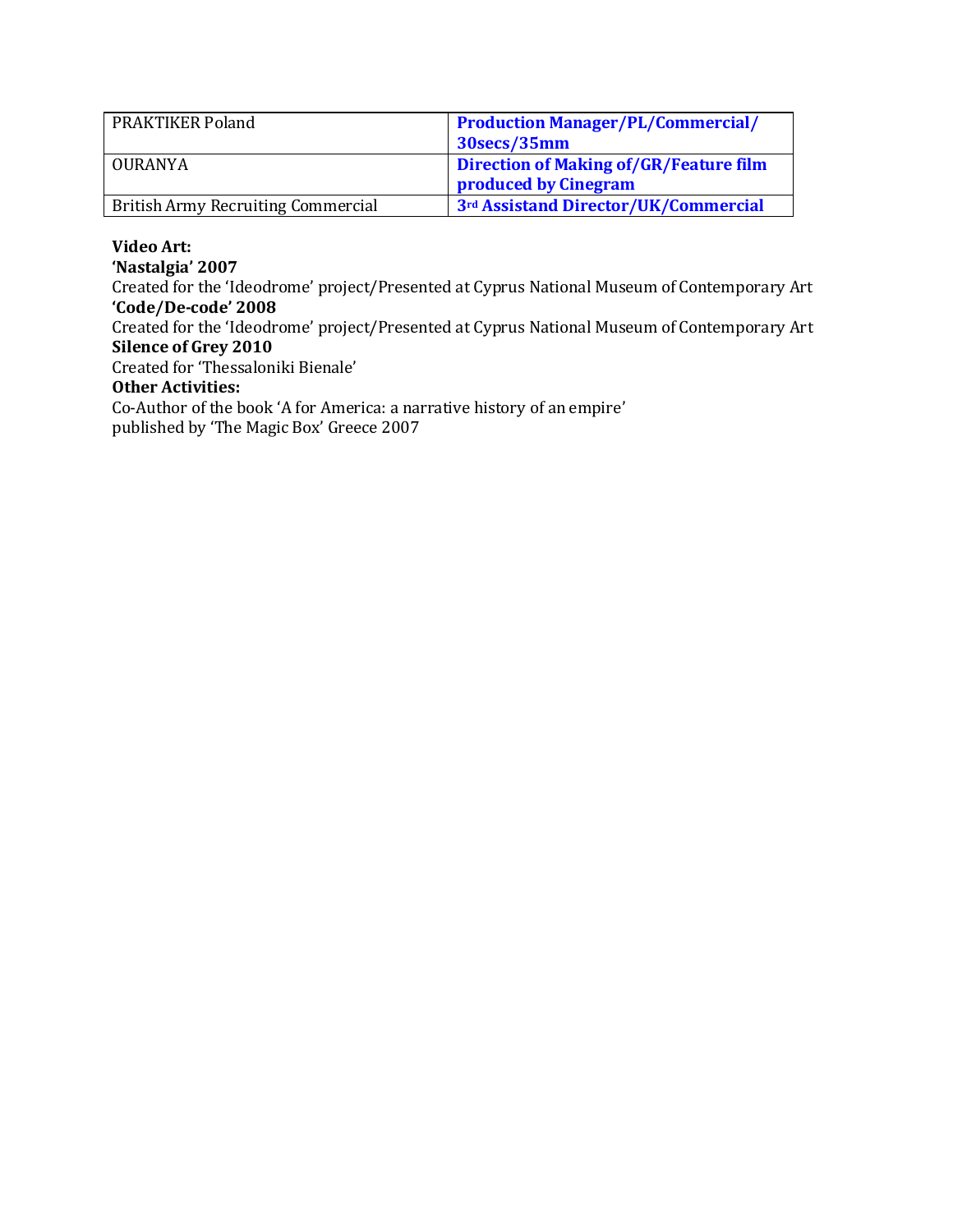| | |
|---|---|
| PRAKTIKER Poland | **Production Manager/PL/Commercial/ 30secs/35mm** |
| OURANYA | **Direction of Making of/GR/Feature film produced by Cinegram** |
| British Army Recruiting Commercial | **3rd Assistand Director/UK/Commercial** |

**Video Art:**

**'Nastalgia' 2007**

Created for the 'Ideodrome' project/Presented at Cyprus National Museum of Contemporary Art

**'Code/De-code' 2008**

Created for the 'Ideodrome' project/Presented at Cyprus National Museum of Contemporary Art

**Silence of Grey 2010**

Created for 'Thessaloniki Bienale'

**Other Activities:**

Co-Author of the book 'A for America: a narrative history of an empire'
published by 'The Magic Box' Greece 2007